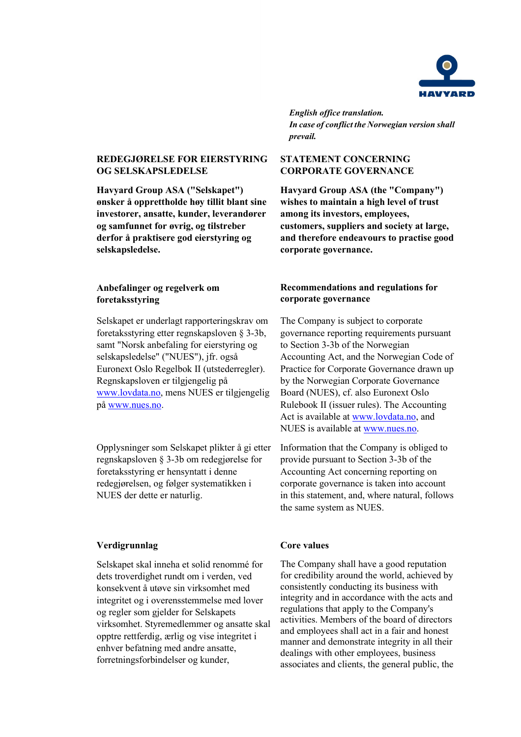*English office translation.*
*In case of conflict the Norwegian version shall prevail.*

## REDEGJØRELSE FOR EIERSTYRING OG SELSKAPSLEDELSE

**Havyard Group ASA ("Selskapet") ønsker å opprettholde høy tillit blant sine investorer, ansatte, kunder, leverandører og samfunnet for øvrig, og tilstreber derfor å praktisere god eierstyring og selskapsledelse.**

### Anbefalinger og regelverk om foretaksstyring

Selskapet er underlagt rapporteringskrav om foretaksstyring etter regnskapsloven § 3-3b, samt "Norsk anbefaling for eierstyring og selskapsledelse" ("NUES"), jfr. også Euronext Oslo Regelbok II (utstederregler). Regnskapsloven er tilgjengelig på www.lovdata.no, mens NUES er tilgjengelig på www.nues.no.

Opplysninger som Selskapet plikter å gi etter regnskapsloven § 3-3b om redegjørelse for foretaksstyring er hensyntatt i denne redegjørelsen, og følger systematikken i NUES der dette er naturlig.

### Verdigrunnlag

Selskapet skal inneha et solid renommé for dets troverdighet rundt om i verden, ved konsekvent å utøve sin virksomhet med integritet og i overensstemmelse med lover og regler som gjelder for Selskapets virksomhet. Styremedlemmer og ansatte skal opptre rettferdig, ærlig og vise integritet i enhver befatning med andre ansatte, forretningsforbindelser og kunder,

## STATEMENT CONCERNING CORPORATE GOVERNANCE

**Havyard Group ASA (the "Company") wishes to maintain a high level of trust among its investors, employees, customers, suppliers and society at large, and therefore endeavours to practise good corporate governance.**

### Recommendations and regulations for corporate governance

The Company is subject to corporate governance reporting requirements pursuant to Section 3-3b of the Norwegian Accounting Act, and the Norwegian Code of Practice for Corporate Governance drawn up by the Norwegian Corporate Governance Board (NUES), cf. also Euronext Oslo Rulebook II (issuer rules). The Accounting Act is available at www.lovdata.no, and NUES is available at www.nues.no.

Information that the Company is obliged to provide pursuant to Section 3-3b of the Accounting Act concerning reporting on corporate governance is taken into account in this statement, and, where natural, follows the same system as NUES.

### Core values

The Company shall have a good reputation for credibility around the world, achieved by consistently conducting its business with integrity and in accordance with the acts and regulations that apply to the Company's activities. Members of the board of directors and employees shall act in a fair and honest manner and demonstrate integrity in all their dealings with other employees, business associates and clients, the general public, the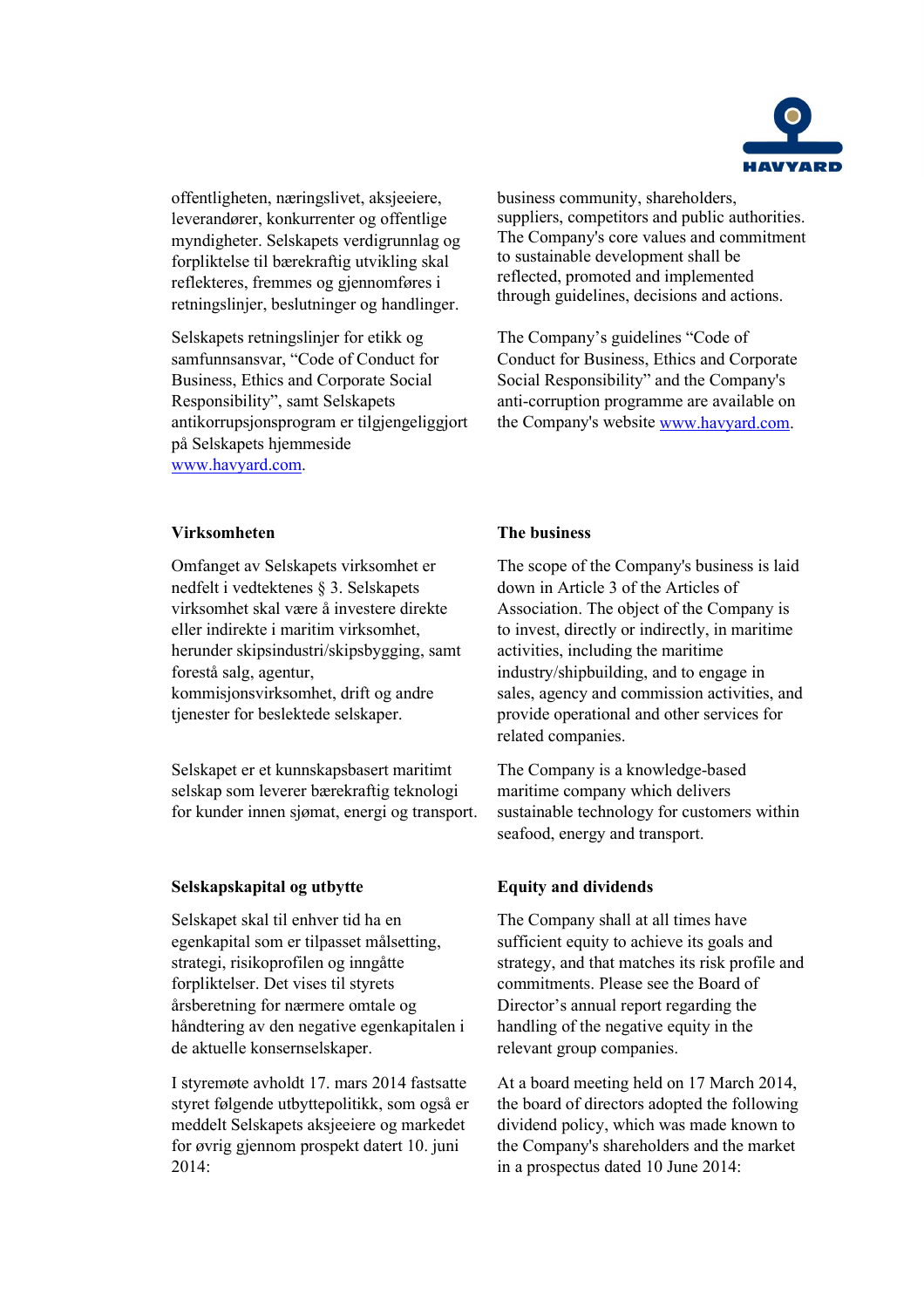offentligheten, næringslivet, aksjeeiere, leverandører, konkurrenter og offentlige myndigheter. Selskapets verdigrunnlag og forpliktelse til bærekraftig utvikling skal reflekteres, fremmes og gjennomføres i retningslinjer, beslutninger og handlinger.

Selskapets retningslinjer for etikk og samfunnsansvar, "Code of Conduct for Business, Ethics and Corporate Social Responsibility", samt Selskapets antikorrupsjonsprogram er tilgjengeliggjort på Selskapets hjemmeside www.havyard.com.

business community, shareholders, suppliers, competitors and public authorities. The Company's core values and commitment to sustainable development shall be reflected, promoted and implemented through guidelines, decisions and actions.

The Company's guidelines "Code of Conduct for Business, Ethics and Corporate Social Responsibility" and the Company's anti-corruption programme are available on the Company's website www.havyard.com.

**Virksomheten**

Omfanget av Selskapets virksomhet er nedfelt i vedtektenes § 3. Selskapets virksomhet skal være å investere direkte eller indirekte i maritim virksomhet, herunder skipsindustri/skipsbygging, samt forestå salg, agentur, kommisjonsvirksomhet, drift og andre tjenester for beslektede selskaper.

Selskapet er et kunnskapsbasert maritimt selskap som leverer bærekraftig teknologi for kunder innen sjømat, energi og transport.

**The business**

The scope of the Company's business is laid down in Article 3 of the Articles of Association. The object of the Company is to invest, directly or indirectly, in maritime activities, including the maritime industry/shipbuilding, and to engage in sales, agency and commission activities, and provide operational and other services for related companies.

The Company is a knowledge-based maritime company which delivers sustainable technology for customers within seafood, energy and transport.

**Selskapskapital og utbytte**

Selskapet skal til enhver tid ha en egenkapital som er tilpasset målsetting, strategi, risikoprofilen og inngåtte forpliktelser. Det vises til styrets årsberetning for nærmere omtale og håndtering av den negative egenkapitalen i de aktuelle konsernselskaper.

I styremøte avholdt 17. mars 2014 fastsatte styret følgende utbyttepolitikk, som også er meddelt Selskapets aksjeeiere og markedet for øvrig gjennom prospekt datert 10. juni 2014:

**Equity and dividends**

The Company shall at all times have sufficient equity to achieve its goals and strategy, and that matches its risk profile and commitments. Please see the Board of Director's annual report regarding the handling of the negative equity in the relevant group companies.

At a board meeting held on 17 March 2014, the board of directors adopted the following dividend policy, which was made known to the Company's shareholders and the market in a prospectus dated 10 June 2014: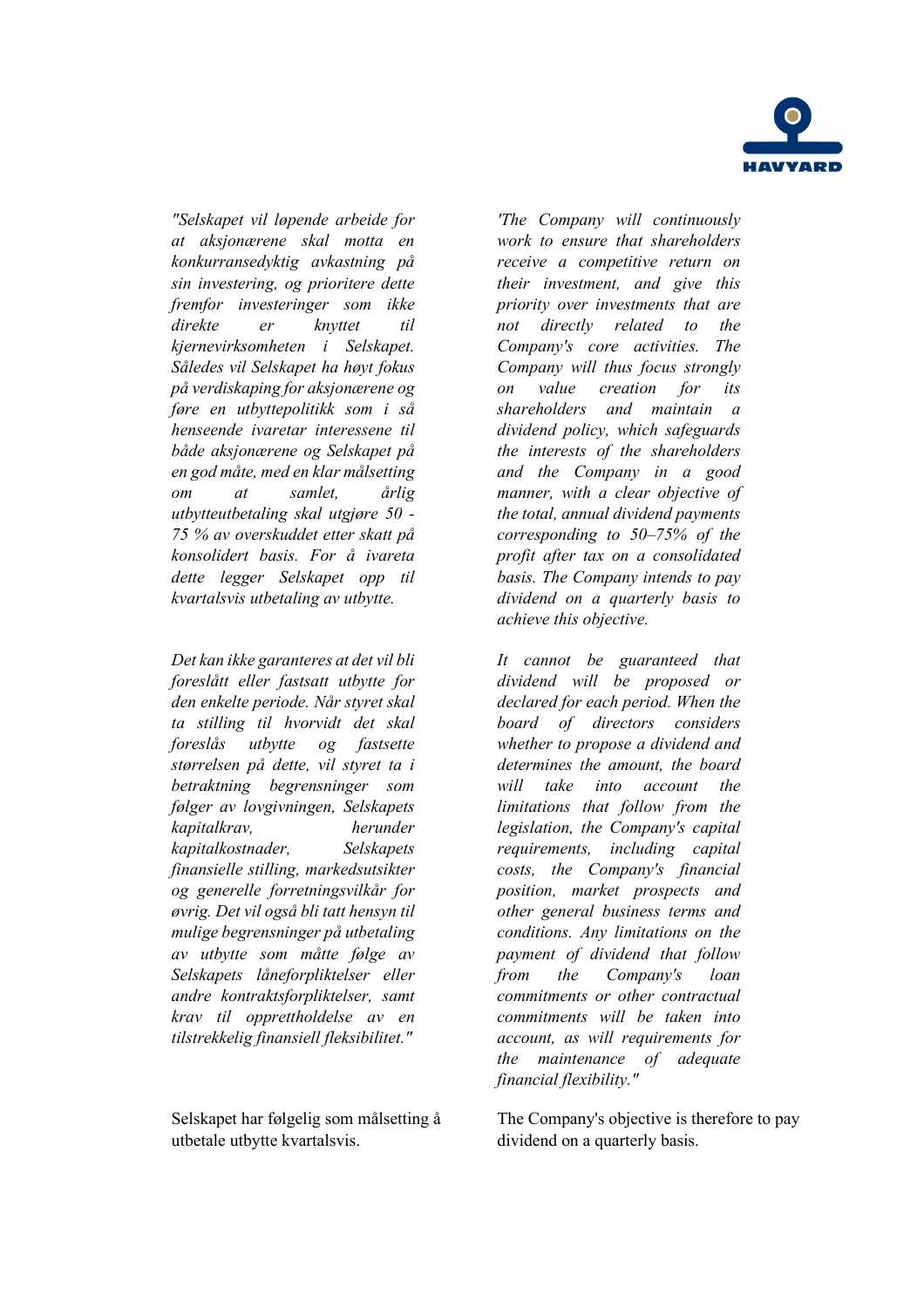*"Selskapet vil løpende arbeide for at aksjonærene skal motta en konkurransedyktig avkastning på sin investering, og prioritere dette fremfor investeringer som ikke direkte er knyttet til kjernevirksomheten i Selskapet. Således vil Selskapet ha høyt fokus på verdiskaping for aksjonærene og føre en utbyttepolitikk som i så henseende ivaretar interessene til både aksjonærene og Selskapet på en god måte, med en klar målsetting om at samlet, årlig utbytteutbetaling skal utgjøre 50 - 75 % av overskuddet etter skatt på konsolidert basis. For å ivareta dette legger Selskapet opp til kvartalsvis utbetaling av utbytte.*

*Det kan ikke garanteres at det vil bli foreslått eller fastsatt utbytte for den enkelte periode. Når styret skal ta stilling til hvorvidt det skal foreslås utbytte og fastsette størrelsen på dette, vil styret ta i betraktning begrensninger som følger av lovgivningen, Selskapets kapitalkrav, herunder kapitalkostnader, Selskapets finansielle stilling, markedsutsikter og generelle forretningsvilkår for øvrig. Det vil også bli tatt hensyn til mulige begrensninger på utbetaling av utbytte som måtte følge av Selskapets låneforpliktelser eller andre kontraktsforpliktelser, samt krav til opprettholdelse av en tilstrekkelig finansiell fleksibilitet."*

Selskapet har følgelig som målsetting å utbetale utbytte kvartalsvis.

*'The Company will continuously work to ensure that shareholders receive a competitive return on their investment, and give this priority over investments that are not directly related to the Company's core activities. The Company will thus focus strongly on value creation for its shareholders and maintain a dividend policy, which safeguards the interests of the shareholders and the Company in a good manner, with a clear objective of the total, annual dividend payments corresponding to 50–75% of the profit after tax on a consolidated basis. The Company intends to pay dividend on a quarterly basis to achieve this objective.*

*It cannot be guaranteed that dividend will be proposed or declared for each period. When the board of directors considers whether to propose a dividend and determines the amount, the board will take into account the limitations that follow from the legislation, the Company's capital requirements, including capital costs, the Company's financial position, market prospects and other general business terms and conditions. Any limitations on the payment of dividend that follow from the Company's loan commitments or other contractual commitments will be taken into account, as will requirements for the maintenance of adequate financial flexibility."*

The Company's objective is therefore to pay dividend on a quarterly basis.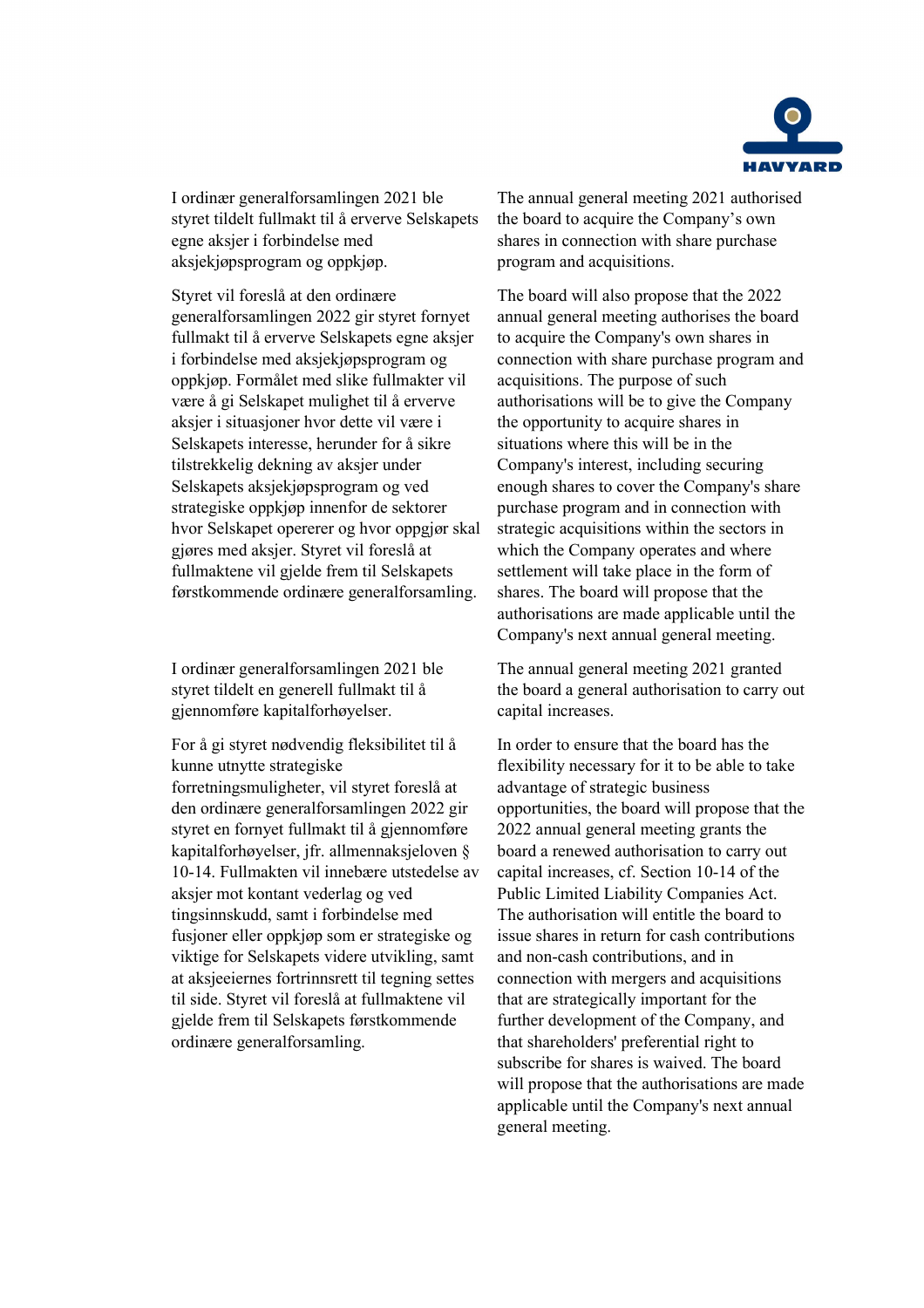I ordinær generalforsamlingen 2021 ble styret tildelt fullmakt til å erverve Selskapets egne aksjer i forbindelse med aksjekjøpsprogram og oppkjøp.

The annual general meeting 2021 authorised the board to acquire the Company's own shares in connection with share purchase program and acquisitions.

Styret vil foreslå at den ordinære generalforsamlingen 2022 gir styret fornyet fullmakt til å erverve Selskapets egne aksjer i forbindelse med aksjekjøpsprogram og oppkjøp. Formålet med slike fullmakter vil være å gi Selskapet mulighet til å erverve aksjer i situasjoner hvor dette vil være i Selskapets interesse, herunder for å sikre tilstrekkelig dekning av aksjer under Selskapets aksjekjøpsprogram og ved strategiske oppkjøp innenfor de sektorer hvor Selskapet opererer og hvor oppgjør skal gjøres med aksjer. Styret vil foreslå at fullmaktene vil gjelde frem til Selskapets førstkommende ordinære generalforsamling.

The board will also propose that the 2022 annual general meeting authorises the board to acquire the Company's own shares in connection with share purchase program and acquisitions. The purpose of such authorisations will be to give the Company the opportunity to acquire shares in situations where this will be in the Company's interest, including securing enough shares to cover the Company's share purchase program and in connection with strategic acquisitions within the sectors in which the Company operates and where settlement will take place in the form of shares. The board will propose that the authorisations are made applicable until the Company's next annual general meeting.

I ordinær generalforsamlingen 2021 ble styret tildelt en generell fullmakt til å gjennomføre kapitalforhøyelser.

The annual general meeting 2021 granted the board a general authorisation to carry out capital increases.

For å gi styret nødvendig fleksibilitet til å kunne utnytte strategiske forretningsmuligheter, vil styret foreslå at den ordinære generalforsamlingen 2022 gir styret en fornyet fullmakt til å gjennomføre kapitalforhøyelser, jfr. allmennaksjeloven § 10-14. Fullmakten vil innebære utstedelse av aksjer mot kontant vederlag og ved tingsinnskudd, samt i forbindelse med fusjoner eller oppkjøp som er strategiske og viktige for Selskapets videre utvikling, samt at aksjeeiernes fortrinnsrett til tegning settes til side. Styret vil foreslå at fullmaktene vil gjelde frem til Selskapets førstkommende ordinære generalforsamling.

In order to ensure that the board has the flexibility necessary for it to be able to take advantage of strategic business opportunities, the board will propose that the 2022 annual general meeting grants the board a renewed authorisation to carry out capital increases, cf. Section 10-14 of the Public Limited Liability Companies Act. The authorisation will entitle the board to issue shares in return for cash contributions and non-cash contributions, and in connection with mergers and acquisitions that are strategically important for the further development of the Company, and that shareholders' preferential right to subscribe for shares is waived. The board will propose that the authorisations are made applicable until the Company's next annual general meeting.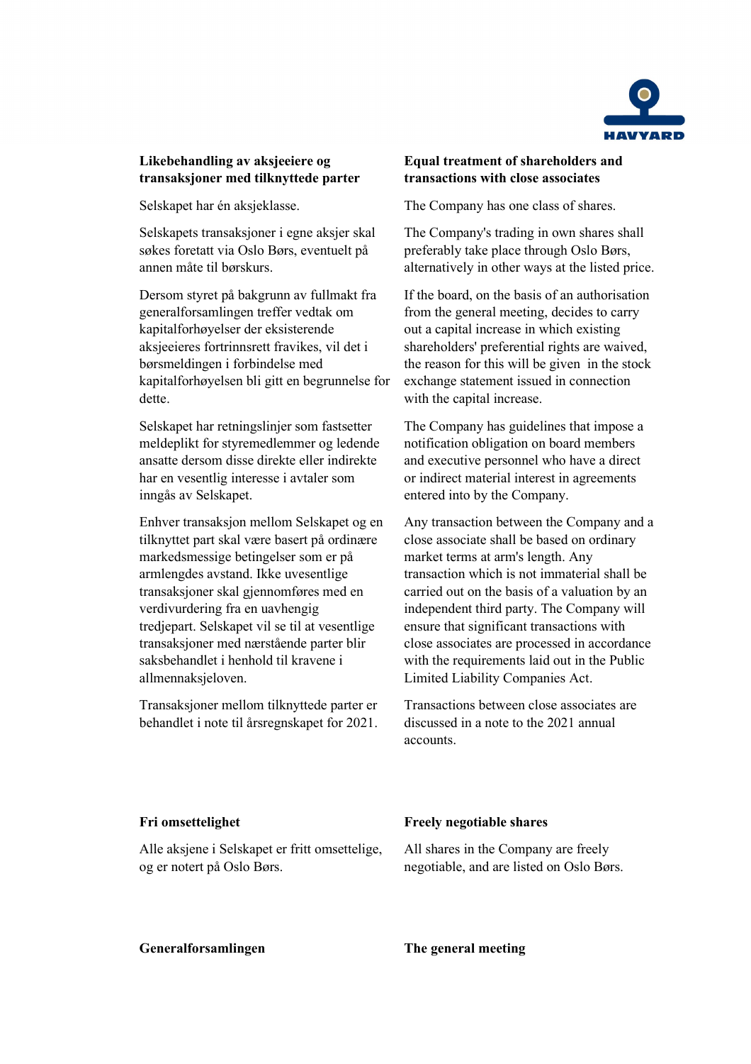**Likebehandling av aksjeeiere og transaksjoner med tilknyttede parter**

Selskapet har én aksjeklasse.

Selskapets transaksjoner i egne aksjer skal søkes foretatt via Oslo Børs, eventuelt på annen måte til børskurs.

Dersom styret på bakgrunn av fullmakt fra generalforsamlingen treffer vedtak om kapitalforhøyelser der eksisterende aksjeeieres fortrinnsrett fravikes, vil det i børsmeldingen i forbindelse med kapitalforhøyelsen bli gitt en begrunnelse for dette.

Selskapet har retningslinjer som fastsetter meldeplikt for styremedlemmer og ledende ansatte dersom disse direkte eller indirekte har en vesentlig interesse i avtaler som inngås av Selskapet.

Enhver transaksjon mellom Selskapet og en tilknyttet part skal være basert på ordinære markedsmessige betingelser som er på armlengdes avstand. Ikke uvesentlige transaksjoner skal gjennomføres med en verdivurdering fra en uavhengig tredjepart. Selskapet vil se til at vesentlige transaksjoner med nærstående parter blir saksbehandlet i henhold til kravene i allmennaksjeloven.

Transaksjoner mellom tilknyttede parter er behandlet i note til årsregnskapet for 2021.

**Equal treatment of shareholders and transactions with close associates**

The Company has one class of shares.

The Company's trading in own shares shall preferably take place through Oslo Børs, alternatively in other ways at the listed price.

If the board, on the basis of an authorisation from the general meeting, decides to carry out a capital increase in which existing shareholders' preferential rights are waived, the reason for this will be given in the stock exchange statement issued in connection with the capital increase.

The Company has guidelines that impose a notification obligation on board members and executive personnel who have a direct or indirect material interest in agreements entered into by the Company.

Any transaction between the Company and a close associate shall be based on ordinary market terms at arm's length. Any transaction which is not immaterial shall be carried out on the basis of a valuation by an independent third party. The Company will ensure that significant transactions with close associates are processed in accordance with the requirements laid out in the Public Limited Liability Companies Act.

Transactions between close associates are discussed in a note to the 2021 annual accounts.

**Fri omsettelighet**

Alle aksjene i Selskapet er fritt omsettelige, og er notert på Oslo Børs.

**Freely negotiable shares**

All shares in the Company are freely negotiable, and are listed on Oslo Børs.

**Generalforsamlingen**

**The general meeting**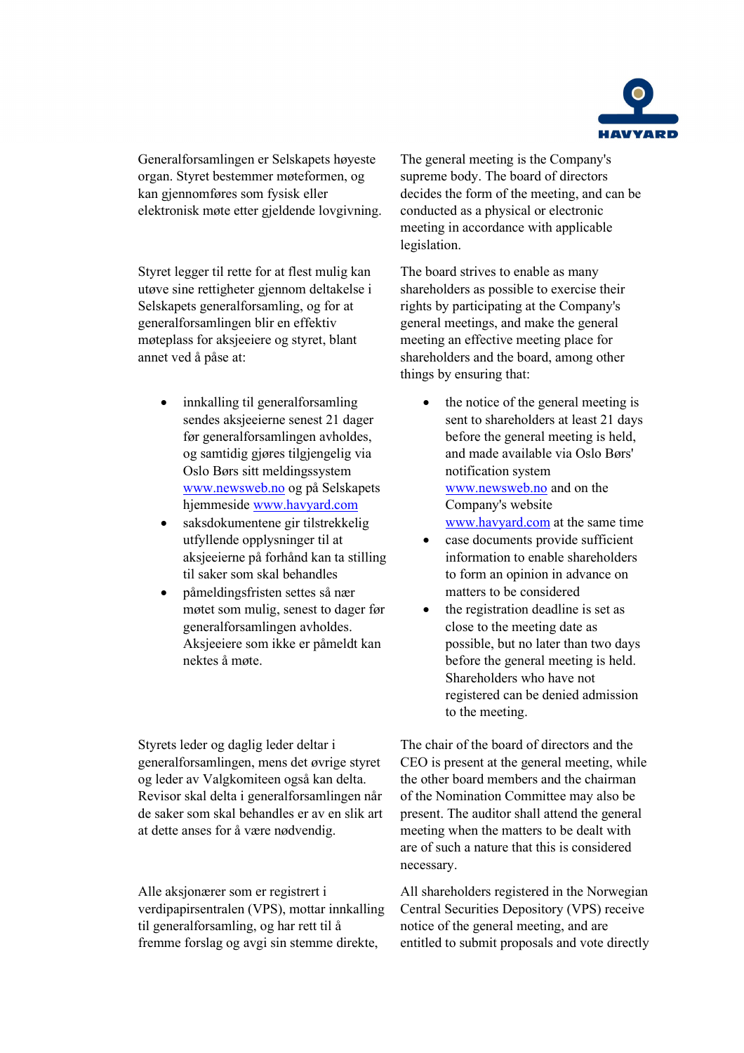Generalforsamlingen er Selskapets høyeste organ. Styret bestemmer møteformen, og kan gjennomføres som fysisk eller elektronisk møte etter gjeldende lovgivning.

The general meeting is the Company's supreme body. The board of directors decides the form of the meeting, and can be conducted as a physical or electronic meeting in accordance with applicable legislation.

Styret legger til rette for at flest mulig kan utøve sine rettigheter gjennom deltakelse i Selskapets generalforsamling, og for at generalforsamlingen blir en effektiv møteplass for aksjeeiere og styret, blant annet ved å påse at:

- innkalling til generalforsamling sendes aksjeeierne senest 21 dager før generalforsamlingen avholdes, og samtidig gjøres tilgjengelig via Oslo Børs sitt meldingssystem www.newsweb.no og på Selskapets hjemmeside www.havyard.com
- saksdokumentene gir tilstrekkelig utfyllende opplysninger til at aksjeeierne på forhånd kan ta stilling til saker som skal behandles
- påmeldingsfristen settes så nær møtet som mulig, senest to dager før generalforsamlingen avholdes. Aksjeeiere som ikke er påmeldt kan nektes å møte.

The board strives to enable as many shareholders as possible to exercise their rights by participating at the Company's general meetings, and make the general meeting an effective meeting place for shareholders and the board, among other things by ensuring that:

- the notice of the general meeting is sent to shareholders at least 21 days before the general meeting is held, and made available via Oslo Børs' notification system www.newsweb.no and on the Company's website www.havyard.com at the same time
- case documents provide sufficient information to enable shareholders to form an opinion in advance on matters to be considered
- the registration deadline is set as close to the meeting date as possible, but no later than two days before the general meeting is held. Shareholders who have not registered can be denied admission to the meeting.

Styrets leder og daglig leder deltar i generalforsamlingen, mens det øvrige styret og leder av Valgkomiteen også kan delta. Revisor skal delta i generalforsamlingen når de saker som skal behandles er av en slik art at dette anses for å være nødvendig.

The chair of the board of directors and the CEO is present at the general meeting, while the other board members and the chairman of the Nomination Committee may also be present. The auditor shall attend the general meeting when the matters to be dealt with are of such a nature that this is considered necessary.

Alle aksjonærer som er registrert i verdipapirsentralen (VPS), mottar innkalling til generalforsamling, og har rett til å fremme forslag og avgi sin stemme direkte,

All shareholders registered in the Norwegian Central Securities Depository (VPS) receive notice of the general meeting, and are entitled to submit proposals and vote directly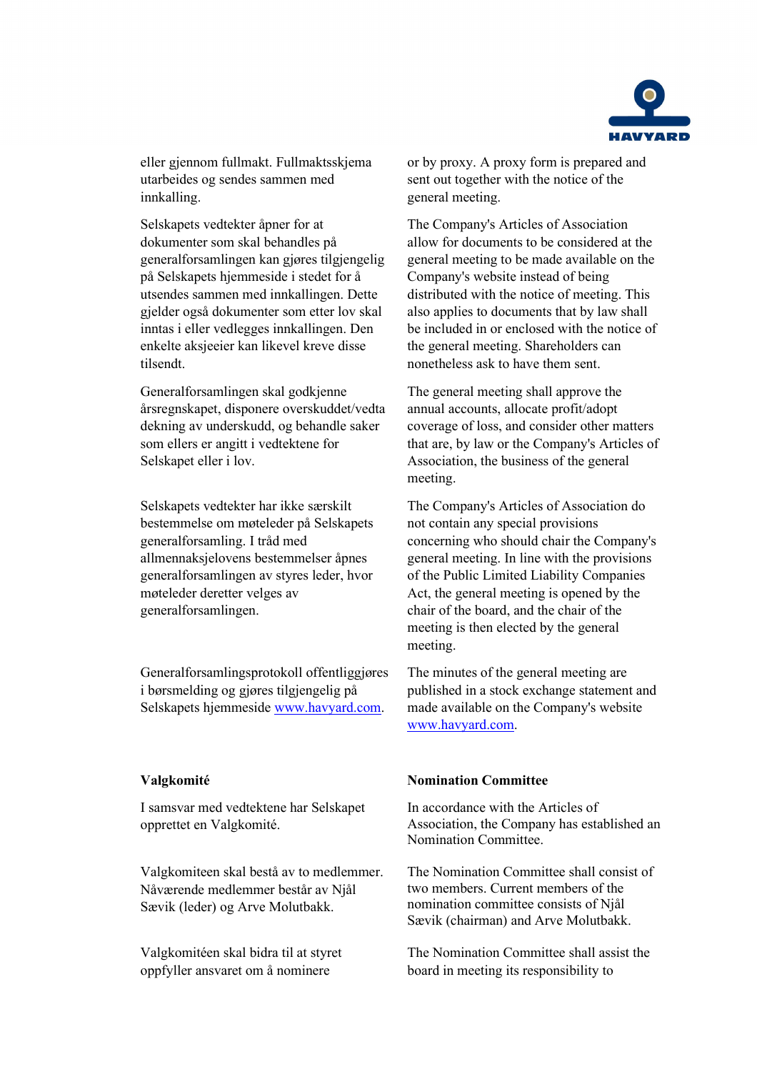eller gjennom fullmakt. Fullmaktsskjema utarbeides og sendes sammen med innkalling.

or by proxy. A proxy form is prepared and sent out together with the notice of the general meeting.

Selskapets vedtekter åpner for at dokumenter som skal behandles på generalforsamlingen kan gjøres tilgjengelig på Selskapets hjemmeside i stedet for å utsendes sammen med innkallingen. Dette gjelder også dokumenter som etter lov skal inntas i eller vedlegges innkallingen. Den enkelte aksjeeier kan likevel kreve disse tilsendt.

The Company's Articles of Association allow for documents to be considered at the general meeting to be made available on the Company's website instead of being distributed with the notice of meeting. This also applies to documents that by law shall be included in or enclosed with the notice of the general meeting. Shareholders can nonetheless ask to have them sent.

Generalforsamlingen skal godkjenne årsregnskapet, disponere overskuddet/vedta dekning av underskudd, og behandle saker som ellers er angitt i vedtektene for Selskapet eller i lov.

The general meeting shall approve the annual accounts, allocate profit/adopt coverage of loss, and consider other matters that are, by law or the Company's Articles of Association, the business of the general meeting.

Selskapets vedtekter har ikke særskilt bestemmelse om møteleder på Selskapets generalforsamling. I tråd med allmennaksjelovens bestemmelser åpnes generalforsamlingen av styres leder, hvor møteleder deretter velges av generalforsamlingen.

The Company's Articles of Association do not contain any special provisions concerning who should chair the Company's general meeting. In line with the provisions of the Public Limited Liability Companies Act, the general meeting is opened by the chair of the board, and the chair of the meeting is then elected by the general meeting.

Generalforsamlingsprotokoll offentliggjøres i børsmelding og gjøres tilgjengelig på Selskapets hjemmeside www.havyard.com.

The minutes of the general meeting are published in a stock exchange statement and made available on the Company's website www.havyard.com.

**Valgkomité**

**Nomination Committee**

I samsvar med vedtektene har Selskapet opprettet en Valgkomité.

In accordance with the Articles of Association, the Company has established an Nomination Committee.

Valgkomiteen skal bestå av to medlemmer. Nåværende medlemmer består av Njål Sævik (leder) og Arve Molutbakk.

The Nomination Committee shall consist of two members. Current members of the nomination committee consists of Njål Sævik (chairman) and Arve Molutbakk.

Valgkomitéen skal bidra til at styret oppfyller ansvaret om å nominere

The Nomination Committee shall assist the board in meeting its responsibility to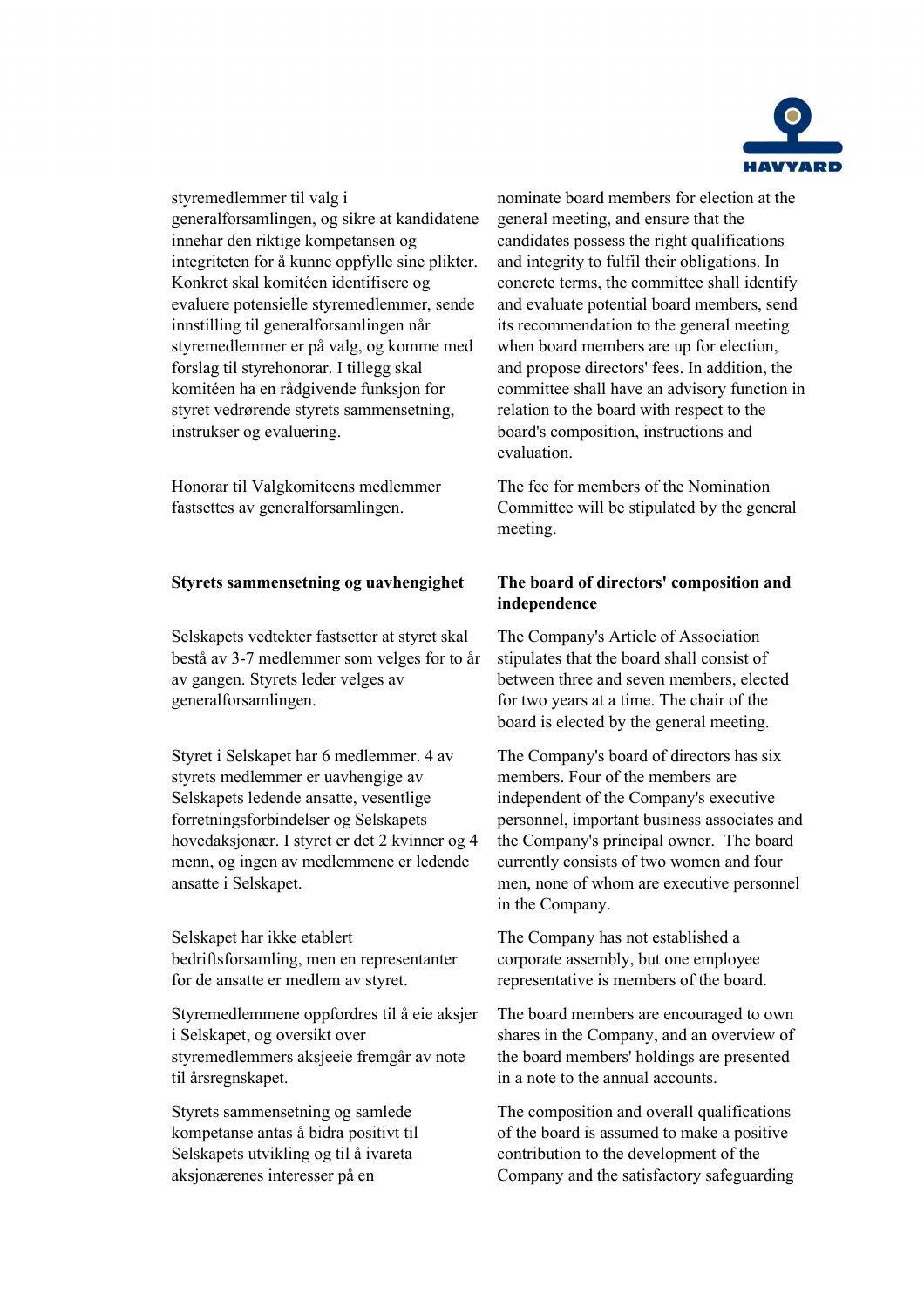styremedlemmer til valg i generalforsamlingen, og sikre at kandidatene innehar den riktige kompetansen og integriteten for å kunne oppfylle sine plikter. Konkret skal komitéen identifisere og evaluere potensielle styremedlemmer, sende innstilling til generalforsamlingen når styremedlemmer er på valg, og komme med forslag til styrehonorar. I tillegg skal komitéen ha en rådgivende funksjon for styret vedrørende styrets sammensetning, instrukser og evaluering.

nominate board members for election at the general meeting, and ensure that the candidates possess the right qualifications and integrity to fulfil their obligations. In concrete terms, the committee shall identify and evaluate potential board members, send its recommendation to the general meeting when board members are up for election, and propose directors' fees. In addition, the committee shall have an advisory function in relation to the board with respect to the board's composition, instructions and evaluation.

Honorar til Valgkomiteens medlemmer fastsettes av generalforsamlingen.

The fee for members of the Nomination Committee will be stipulated by the general meeting.

**Styrets sammensetning og uavhengighet**

**The board of directors' composition and independence**

Selskapets vedtekter fastsetter at styret skal bestå av 3-7 medlemmer som velges for to år av gangen. Styrets leder velges av generalforsamlingen.

The Company's Article of Association stipulates that the board shall consist of between three and seven members, elected for two years at a time. The chair of the board is elected by the general meeting.

Styret i Selskapet har 6 medlemmer. 4 av styrets medlemmer er uavhengige av Selskapets ledende ansatte, vesentlige forretningsforbindelser og Selskapets hovedaksjonær. I styret er det 2 kvinner og 4 menn, og ingen av medlemmene er ledende ansatte i Selskapet.

The Company's board of directors has six members. Four of the members are independent of the Company's executive personnel, important business associates and the Company's principal owner. The board currently consists of two women and four men, none of whom are executive personnel in the Company.

Selskapet har ikke etablert bedriftsforsamling, men en representanter for de ansatte er medlem av styret.

The Company has not established a corporate assembly, but one employee representative is members of the board.

Styremedlemmene oppfordres til å eie aksjer i Selskapet, og oversikt over styremedlemmers aksjeeie fremgår av note til årsregnskapet.

The board members are encouraged to own shares in the Company, and an overview of the board members' holdings are presented in a note to the annual accounts.

Styrets sammensetning og samlede kompetanse antas å bidra positivt til Selskapets utvikling og til å ivareta aksjonærenes interesser på en

The composition and overall qualifications of the board is assumed to make a positive contribution to the development of the Company and the satisfactory safeguarding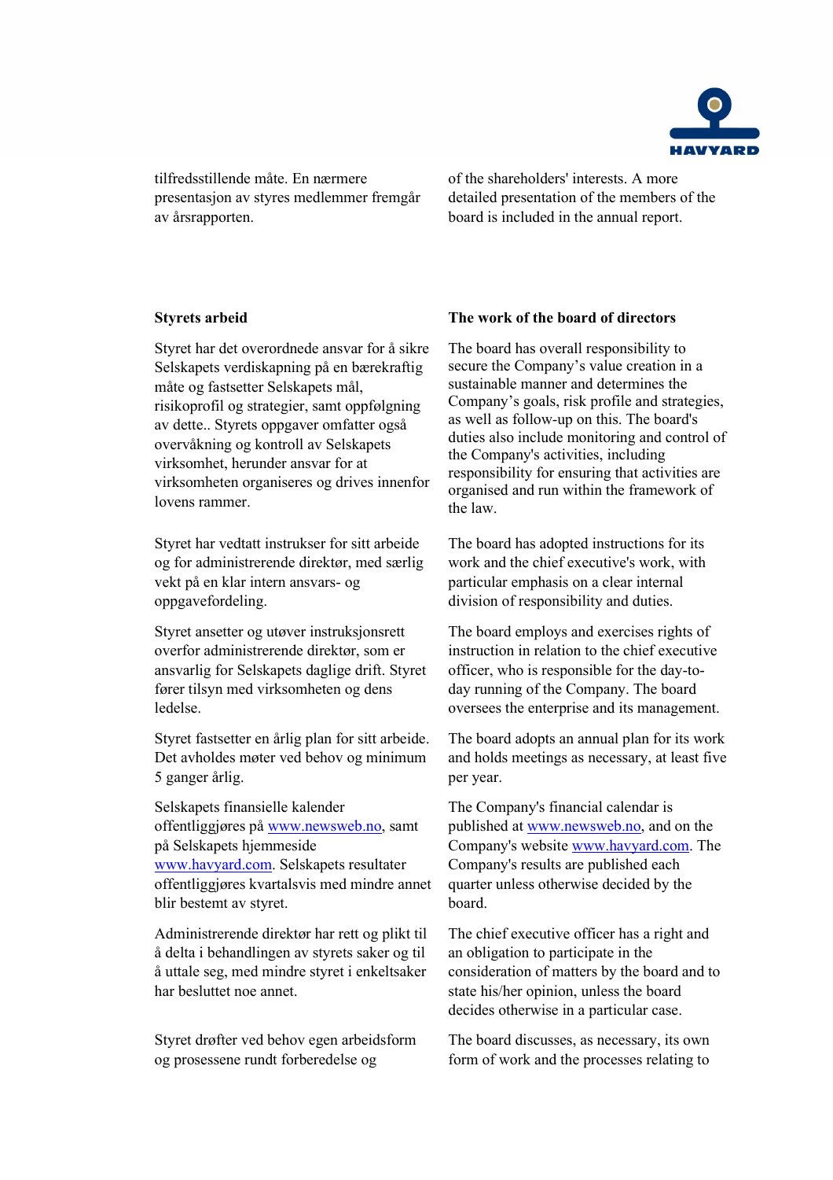tilfredsstillende måte. En nærmere presentasjon av styres medlemmer fremgår av årsrapporten.

of the shareholders' interests. A more detailed presentation of the members of the board is included in the annual report.

**Styrets arbeid**

Styret har det overordnede ansvar for å sikre Selskapets verdiskapning på en bærekraftig måte og fastsetter Selskapets mål, risikoprofil og strategier, samt oppfølgning av dette.. Styrets oppgaver omfatter også overvåkning og kontroll av Selskapets virksomhet, herunder ansvar for at virksomheten organiseres og drives innenfor lovens rammer.

Styret har vedtatt instrukser for sitt arbeide og for administrerende direktør, med særlig vekt på en klar intern ansvars- og oppgavefordeling.

Styret ansetter og utøver instruksjonsrett overfor administrerende direktør, som er ansvarlig for Selskapets daglige drift. Styret fører tilsyn med virksomheten og dens ledelse.

Styret fastsetter en årlig plan for sitt arbeide. Det avholdes møter ved behov og minimum 5 ganger årlig.

Selskapets finansielle kalender offentliggjøres på www.newsweb.no, samt på Selskapets hjemmeside www.havyard.com. Selskapets resultater offentliggjøres kvartalsvis med mindre annet blir bestemt av styret.

Administrerende direktør har rett og plikt til å delta i behandlingen av styrets saker og til å uttale seg, med mindre styret i enkeltsaker har besluttet noe annet.

Styret drøfter ved behov egen arbeidsform og prosessene rundt forberedelse og

**The work of the board of directors**

The board has overall responsibility to secure the Company's value creation in a sustainable manner and determines the Company's goals, risk profile and strategies, as well as follow-up on this. The board's duties also include monitoring and control of the Company's activities, including responsibility for ensuring that activities are organised and run within the framework of the law.

The board has adopted instructions for its work and the chief executive's work, with particular emphasis on a clear internal division of responsibility and duties.

The board employs and exercises rights of instruction in relation to the chief executive officer, who is responsible for the day-to-day running of the Company. The board oversees the enterprise and its management.

The board adopts an annual plan for its work and holds meetings as necessary, at least five per year.

The Company's financial calendar is published at www.newsweb.no, and on the Company's website www.havyard.com. The Company's results are published each quarter unless otherwise decided by the board.

The chief executive officer has a right and an obligation to participate in the consideration of matters by the board and to state his/her opinion, unless the board decides otherwise in a particular case.

The board discusses, as necessary, its own form of work and the processes relating to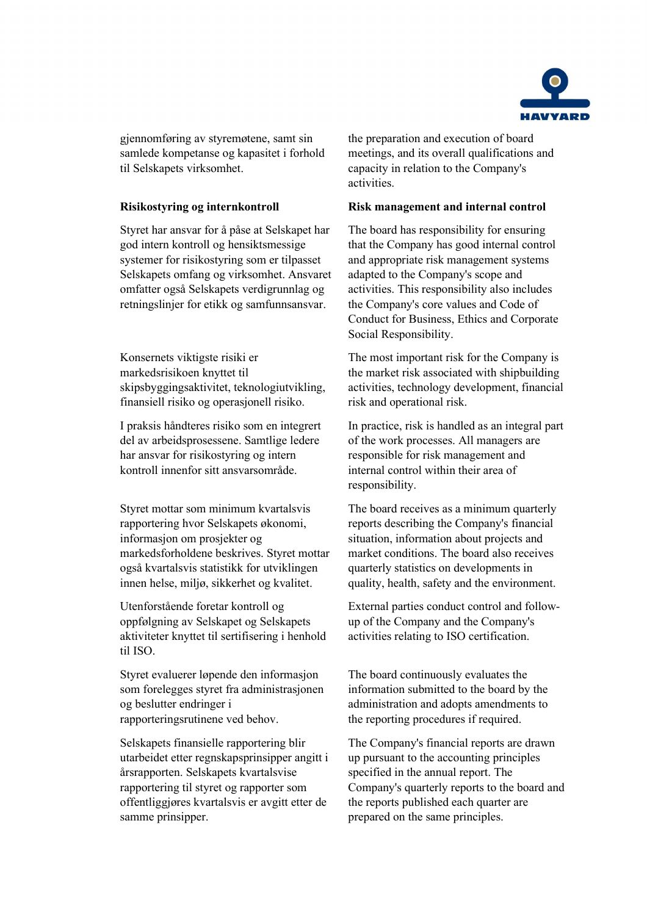gjennomføring av styremøtene, samt sin samlede kompetanse og kapasitet i forhold til Selskapets virksomhet.

the preparation and execution of board meetings, and its overall qualifications and capacity in relation to the Company's activities.

**Risikostyring og internkontroll**

**Risk management and internal control**

Styret har ansvar for å påse at Selskapet har god intern kontroll og hensiktsmessige systemer for risikostyring som er tilpasset Selskapets omfang og virksomhet. Ansvaret omfatter også Selskapets verdigrunnlag og retningslinjer for etikk og samfunnsansvar.

The board has responsibility for ensuring that the Company has good internal control and appropriate risk management systems adapted to the Company's scope and activities. This responsibility also includes the Company's core values and Code of Conduct for Business, Ethics and Corporate Social Responsibility.

Konsernets viktigste risiki er markedsrisikoen knyttet til skipsbyggingsaktivitet, teknologiutvikling, finansiell risiko og operasjonell risiko.

The most important risk for the Company is the market risk associated with shipbuilding activities, technology development, financial risk and operational risk.

I praksis håndteres risiko som en integrert del av arbeidsprosessene. Samtlige ledere har ansvar for risikostyring og intern kontroll innenfor sitt ansvarsområde.

In practice, risk is handled as an integral part of the work processes. All managers are responsible for risk management and internal control within their area of responsibility.

Styret mottar som minimum kvartalsvis rapportering hvor Selskapets økonomi, informasjon om prosjekter og markedsforholdene beskrives. Styret mottar også kvartalsvis statistikk for utviklingen innen helse, miljø, sikkerhet og kvalitet.

The board receives as a minimum quarterly reports describing the Company's financial situation, information about projects and market conditions. The board also receives quarterly statistics on developments in quality, health, safety and the environment.

Utenforstående foretar kontroll og oppfølgning av Selskapet og Selskapets aktiviteter knyttet til sertifisering i henhold til ISO.

External parties conduct control and follow-up of the Company and the Company's activities relating to ISO certification.

Styret evaluerer løpende den informasjon som forelegges styret fra administrasjonen og beslutter endringer i rapporteringsrutinene ved behov.

The board continuously evaluates the information submitted to the board by the administration and adopts amendments to the reporting procedures if required.

Selskapets finansielle rapportering blir utarbeidet etter regnskapsprinsipper angitt i årsrapporten. Selskapets kvartalsvise rapportering til styret og rapporter som offentliggjøres kvartalsvis er avgitt etter de samme prinsipper.

The Company's financial reports are drawn up pursuant to the accounting principles specified in the annual report. The Company's quarterly reports to the board and the reports published each quarter are prepared on the same principles.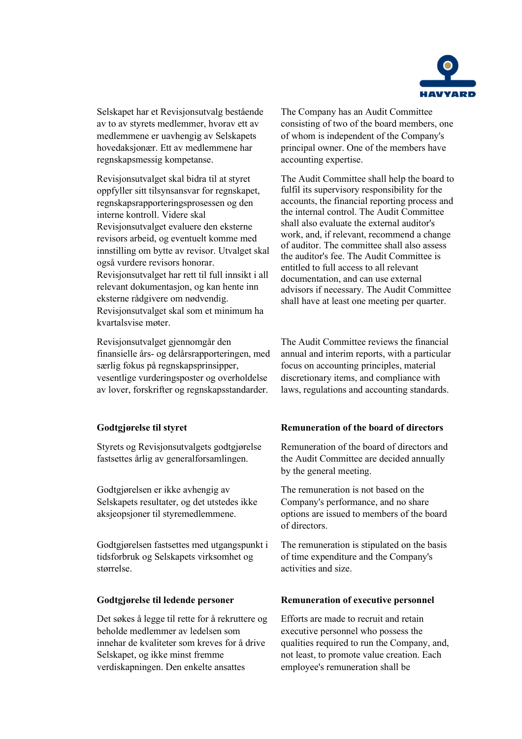Selskapet har et Revisjonsutvalg bestående av to av styrets medlemmer, hvorav ett av medlemmene er uavhengig av Selskapets hovedaksjonær. Ett av medlemmene har regnskapsmessig kompetanse.

The Company has an Audit Committee consisting of two of the board members, one of whom is independent of the Company's principal owner. One of the members have accounting expertise.

Revisjonsutvalget skal bidra til at styret oppfyller sitt tilsynsansvar for regnskapet, regnskapsrapporteringsprosessen og den interne kontroll. Videre skal Revisjonsutvalget evaluere den eksterne revisors arbeid, og eventuelt komme med innstilling om bytte av revisor. Utvalget skal også vurdere revisors honorar. Revisjonsutvalget har rett til full innsikt i all relevant dokumentasjon, og kan hente inn eksterne rådgivere om nødvendig. Revisjonsutvalget skal som et minimum ha kvartalsvise møter.

The Audit Committee shall help the board to fulfil its supervisory responsibility for the accounts, the financial reporting process and the internal control. The Audit Committee shall also evaluate the external auditor's work, and, if relevant, recommend a change of auditor. The committee shall also assess the auditor's fee. The Audit Committee is entitled to full access to all relevant documentation, and can use external advisors if necessary. The Audit Committee shall have at least one meeting per quarter.

Revisjonsutvalget gjennomgår den finansielle års- og delårsrapporteringen, med særlig fokus på regnskapsprinsipper, vesentlige vurderingsposter og overholdelse av lover, forskrifter og regnskapsstandarder.

The Audit Committee reviews the financial annual and interim reports, with a particular focus on accounting principles, material discretionary items, and compliance with laws, regulations and accounting standards.

**Godtgjørelse til styret**

**Remuneration of the board of directors**

Styrets og Revisjonsutvalgets godtgjørelse fastsettes årlig av generalforsamlingen.

Remuneration of the board of directors and the Audit Committee are decided annually by the general meeting.

Godtgjørelsen er ikke avhengig av Selskapets resultater, og det utstedes ikke aksjeopsjoner til styremedlemmene.

The remuneration is not based on the Company's performance, and no share options are issued to members of the board of directors.

Godtgjørelsen fastsettes med utgangspunkt i tidsforbruk og Selskapets virksomhet og størrelse.

The remuneration is stipulated on the basis of time expenditure and the Company's activities and size.

**Godtgjørelse til ledende personer**

**Remuneration of executive personnel**

Det søkes å legge til rette for å rekruttere og beholde medlemmer av ledelsen som innehar de kvaliteter som kreves for å drive Selskapet, og ikke minst fremme verdiskapningen. Den enkelte ansattes

Efforts are made to recruit and retain executive personnel who possess the qualities required to run the Company, and, not least, to promote value creation. Each employee's remuneration shall be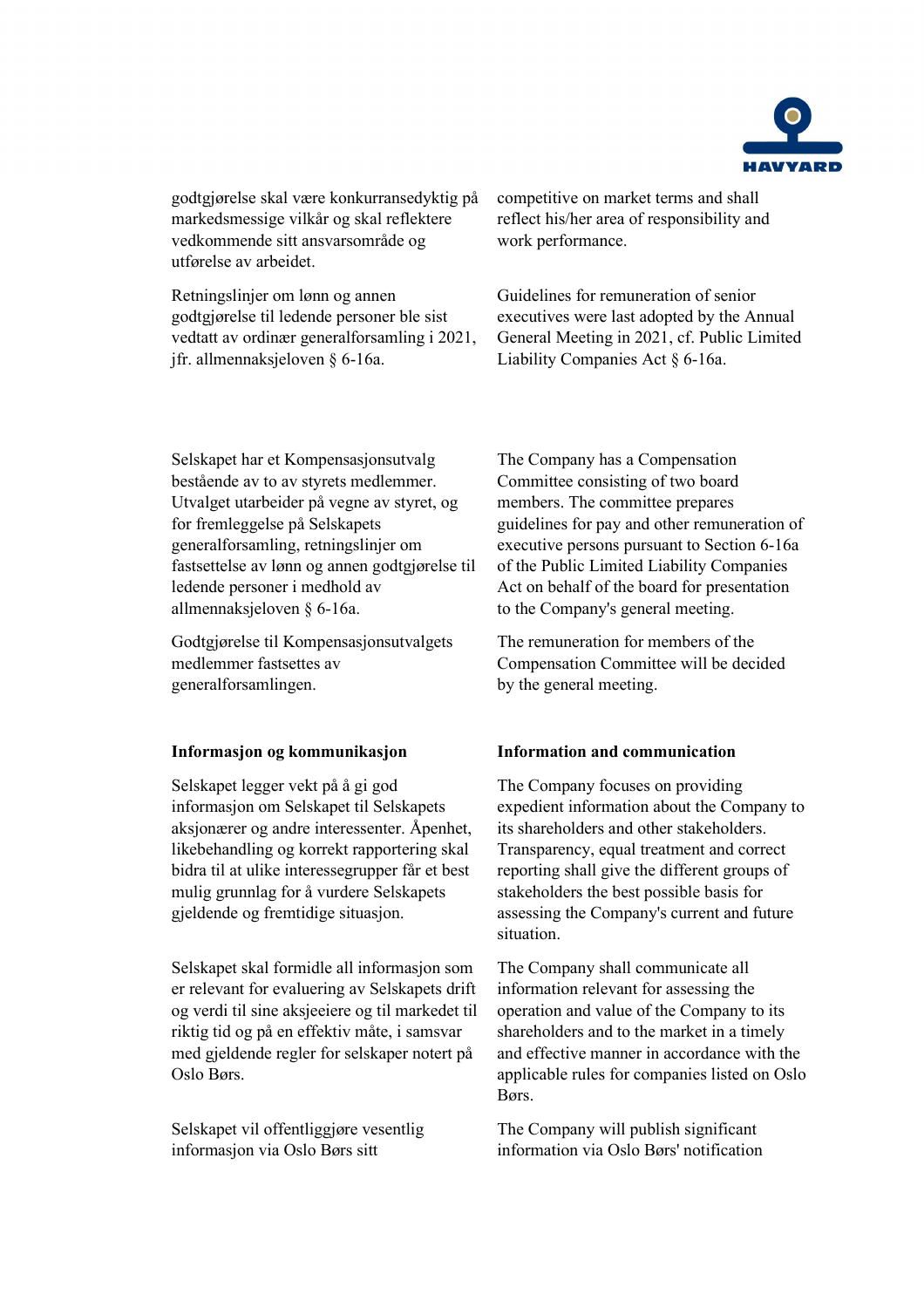godtgjørelse skal være konkurransedyktig på markedsmessige vilkår og skal reflektere vedkommende sitt ansvarsområde og utførelse av arbeidet.

competitive on market terms and shall reflect his/her area of responsibility and work performance.

Retningslinjer om lønn og annen godtgjørelse til ledende personer ble sist vedtatt av ordinær generalforsamling i 2021, jfr. allmennaksjeloven § 6-16a.

Guidelines for remuneration of senior executives were last adopted by the Annual General Meeting in 2021, cf. Public Limited Liability Companies Act § 6-16a.

Selskapet har et Kompensasjonsutvalg bestående av to av styrets medlemmer. Utvalget utarbeider på vegne av styret, og for fremleggelse på Selskapets generalforsamling, retningslinjer om fastsettelse av lønn og annen godtgjørelse til ledende personer i medhold av allmennaksjeloven § 6-16a.

The Company has a Compensation Committee consisting of two board members. The committee prepares guidelines for pay and other remuneration of executive persons pursuant to Section 6-16a of the Public Limited Liability Companies Act on behalf of the board for presentation to the Company's general meeting.

Godtgjørelse til Kompensasjonsutvalgets medlemmer fastsettes av generalforsamlingen.

The remuneration for members of the Compensation Committee will be decided by the general meeting.

**Informasjon og kommunikasjon**

**Information and communication**

Selskapet legger vekt på å gi god informasjon om Selskapet til Selskapets aksjonærer og andre interessenter. Åpenhet, likebehandling og korrekt rapportering skal bidra til at ulike interessegrupper får et best mulig grunnlag for å vurdere Selskapets gjeldende og fremtidige situasjon.

The Company focuses on providing expedient information about the Company to its shareholders and other stakeholders. Transparency, equal treatment and correct reporting shall give the different groups of stakeholders the best possible basis for assessing the Company's current and future situation.

Selskapet skal formidle all informasjon som er relevant for evaluering av Selskapets drift og verdi til sine aksjeeiere og til markedet til riktig tid og på en effektiv måte, i samsvar med gjeldende regler for selskaper notert på Oslo Børs.

The Company shall communicate all information relevant for assessing the operation and value of the Company to its shareholders and to the market in a timely and effective manner in accordance with the applicable rules for companies listed on Oslo Børs.

Selskapet vil offentliggjøre vesentlig informasjon via Oslo Børs sitt

The Company will publish significant information via Oslo Børs' notification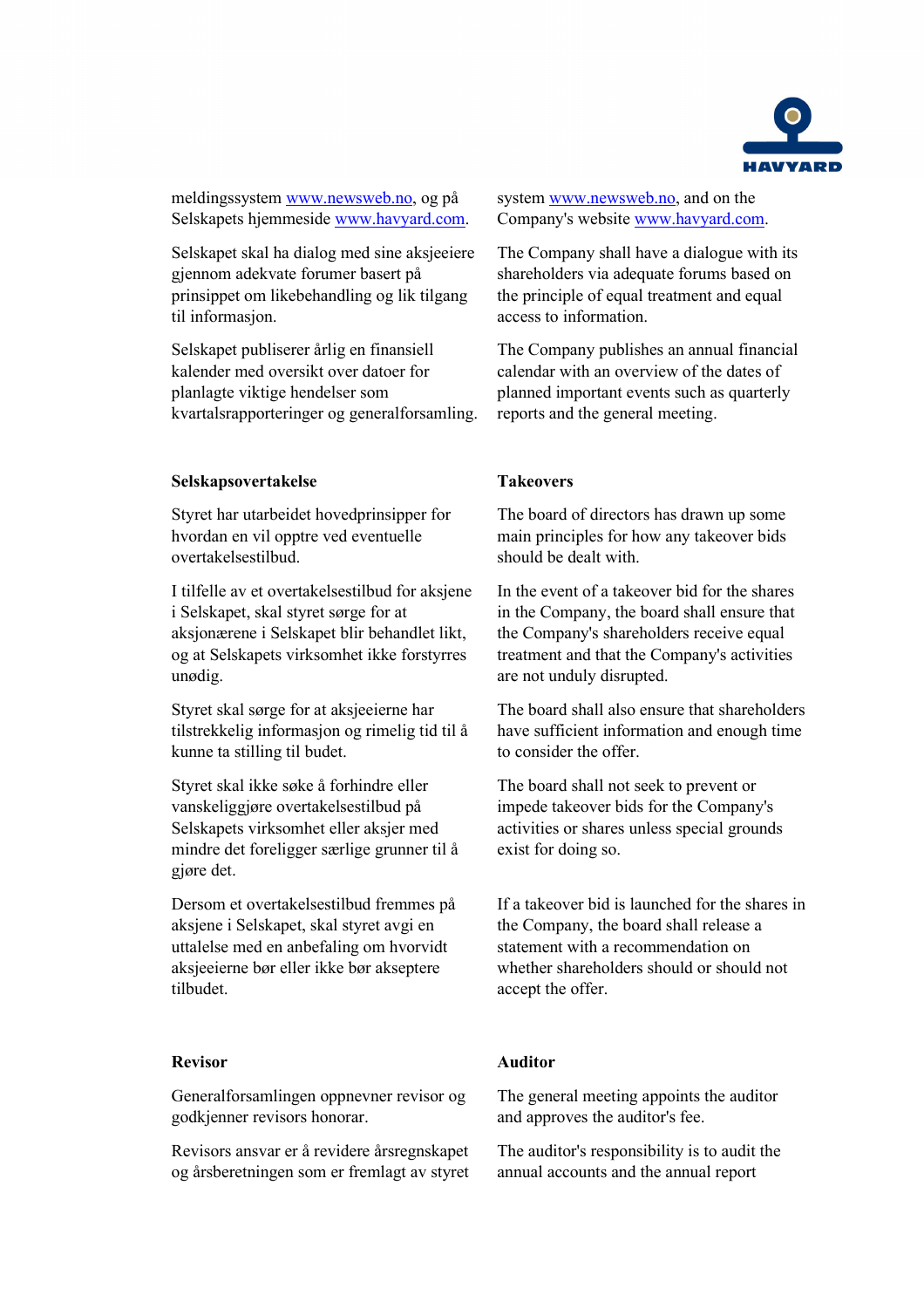meldingssystem www.newsweb.no, og på Selskapets hjemmeside www.havyard.com.

system www.newsweb.no, and on the Company's website www.havyard.com.

Selskapet skal ha dialog med sine aksjeeiere gjennom adekvate forumer basert på prinsippet om likebehandling og lik tilgang til informasjon.

The Company shall have a dialogue with its shareholders via adequate forums based on the principle of equal treatment and equal access to information.

Selskapet publiserer årlig en finansiell kalender med oversikt over datoer for planlagte viktige hendelser som kvartalsrapporteringer og generalforsamling.

The Company publishes an annual financial calendar with an overview of the dates of planned important events such as quarterly reports and the general meeting.

**Selskapsovertakelse**

**Takeovers**

Styret har utarbeidet hovedprinsipper for hvordan en vil opptre ved eventuelle overtakelsestilbud.

The board of directors has drawn up some main principles for how any takeover bids should be dealt with.

I tilfelle av et overtakelsestilbud for aksjene i Selskapet, skal styret sørge for at aksjonærene i Selskapet blir behandlet likt, og at Selskapets virksomhet ikke forstyrres unødig.

In the event of a takeover bid for the shares in the Company, the board shall ensure that the Company's shareholders receive equal treatment and that the Company's activities are not unduly disrupted.

Styret skal sørge for at aksjeeierne har tilstrekkelig informasjon og rimelig tid til å kunne ta stilling til budet.

The board shall also ensure that shareholders have sufficient information and enough time to consider the offer.

Styret skal ikke søke å forhindre eller vanskeliggjøre overtakelsestilbud på Selskapets virksomhet eller aksjer med mindre det foreligger særlige grunner til å gjøre det.

The board shall not seek to prevent or impede takeover bids for the Company's activities or shares unless special grounds exist for doing so.

Dersom et overtakelsestilbud fremmes på aksjene i Selskapet, skal styret avgi en uttalelse med en anbefaling om hvorvidt aksjeeierne bør eller ikke bør akseptere tilbudet.

If a takeover bid is launched for the shares in the Company, the board shall release a statement with a recommendation on whether shareholders should or should not accept the offer.

**Revisor**

**Auditor**

Generalforsamlingen oppnevner revisor og godkjenner revisors honorar.

The general meeting appoints the auditor and approves the auditor's fee.

Revisors ansvar er å revidere årsregnskapet og årsberetningen som er fremlagt av styret

The auditor's responsibility is to audit the annual accounts and the annual report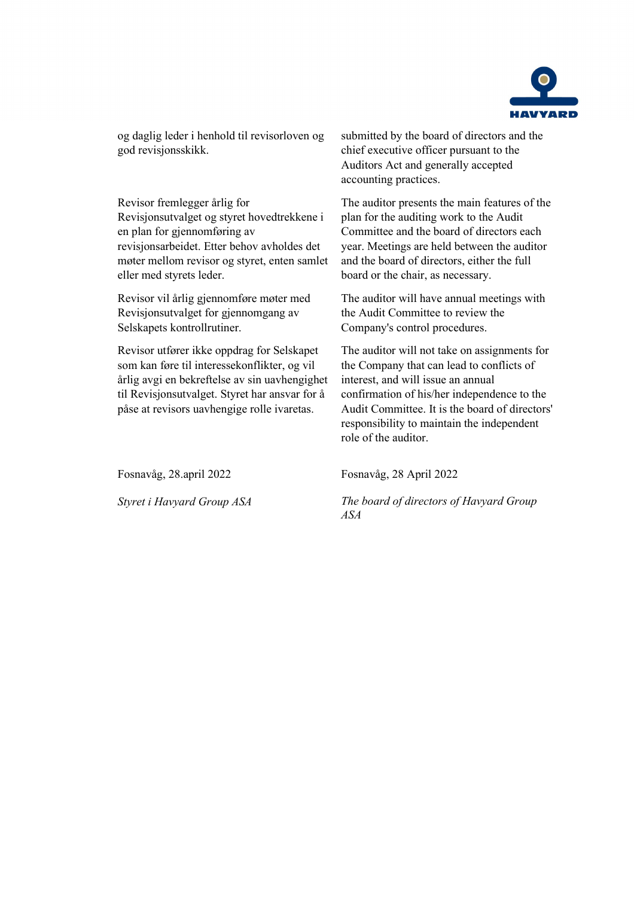og daglig leder i henhold til revisorloven og god revisjonsskikk.

submitted by the board of directors and the chief executive officer pursuant to the Auditors Act and generally accepted accounting practices.

Revisor fremlegger årlig for Revisjonsutvalget og styret hovedtrekkene i en plan for gjennomføring av revisjonsarbeidet. Etter behov avholdes det møter mellom revisor og styret, enten samlet eller med styrets leder.

The auditor presents the main features of the plan for the auditing work to the Audit Committee and the board of directors each year. Meetings are held between the auditor and the board of directors, either the full board or the chair, as necessary.

Revisor vil årlig gjennomføre møter med Revisjonsutvalget for gjennomgang av Selskapets kontrollrutiner.

The auditor will have annual meetings with the Audit Committee to review the Company's control procedures.

Revisor utfører ikke oppdrag for Selskapet som kan føre til interessekonflikter, og vil årlig avgi en bekreftelse av sin uavhengighet til Revisjonsutvalget. Styret har ansvar for å påse at revisors uavhengige rolle ivaretas.

The auditor will not take on assignments for the Company that can lead to conflicts of interest, and will issue an annual confirmation of his/her independence to the Audit Committee. It is the board of directors' responsibility to maintain the independent role of the auditor.

Fosnavåg, 28.april 2022

*Styret i Havyard Group ASA*

Fosnavåg, 28 April 2022

*The board of directors of Havyard Group ASA*